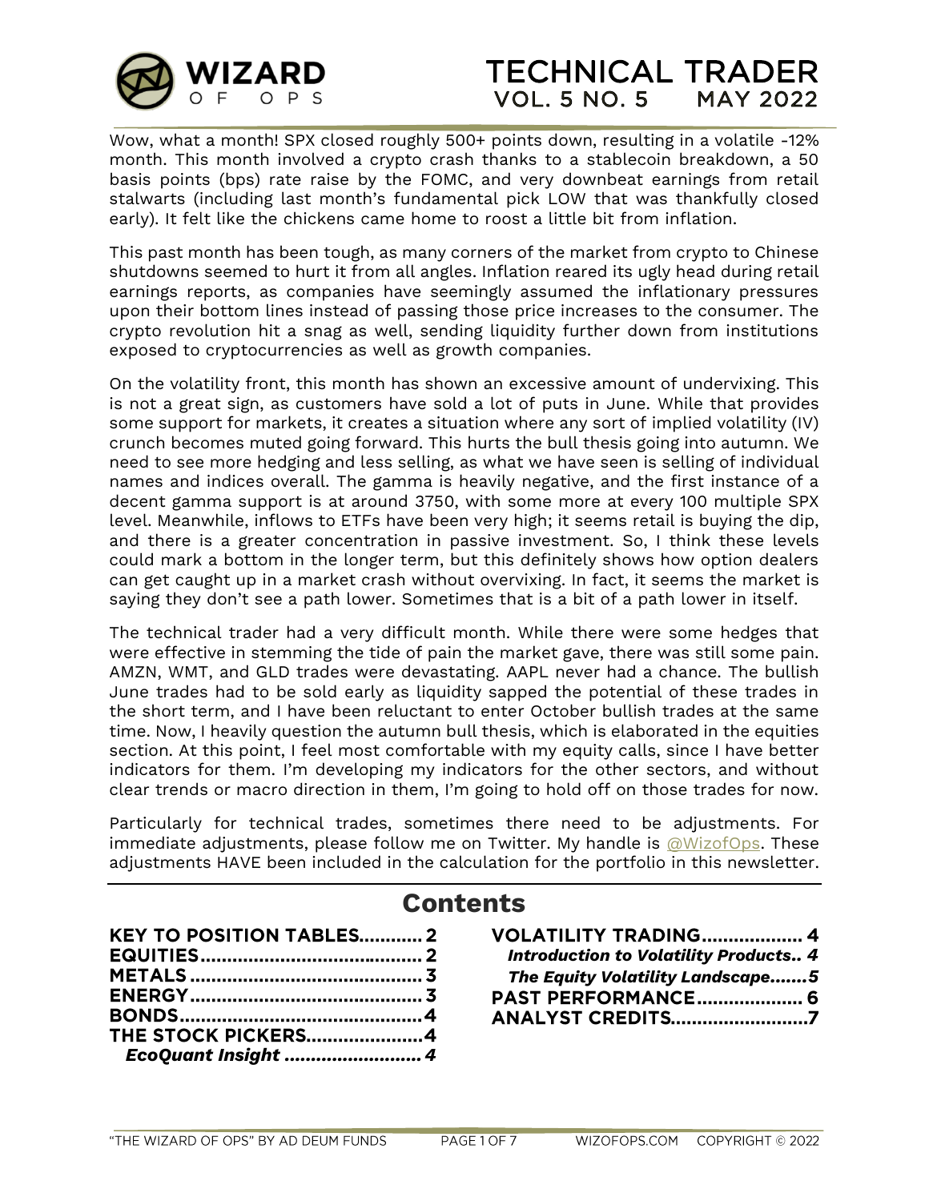# TECHNICAL TRADER

## VOL. 5 NO. 5 MAY 2022

Wow, what a month! SPX closed roughly 500+ points down, resulting in a volatile -12% month. This month involved a crypto crash thanks to a stablecoin breakdown, a 50 basis points (bps) rate raise by the FOMC, and very downbeat earnings from retail stalwarts (including last month's fundamental pick LOW that was thankfully closed early). It felt like the chickens came home to roost a little bit from inflation.

This past month has been tough, as many corners of the market from crypto to Chinese shutdowns seemed to hurt it from all angles. Inflation reared its ugly head during retail earnings reports, as companies have seemingly assumed the inflationary pressures upon their bottom lines instead of passing those price increases to the consumer. The crypto revolution hit a snag as well, sending liquidity further down from institutions exposed to cryptocurrencies as well as growth companies.

On the volatility front, this month has shown an excessive amount of undervixing. This is not a great sign, as customers have sold a lot of puts in June. While that provides some support for markets, it creates a situation where any sort of implied volatility (IV) crunch becomes muted going forward. This hurts the bull thesis going into autumn. We need to see more hedging and less selling, as what we have seen is selling of individual names and indices overall. The gamma is heavily negative, and the first instance of a decent gamma support is at around 3750, with some more at every 100 multiple SPX level. Meanwhile, inflows to ETFs have been very high; it seems retail is buying the dip, and there is a greater concentration in passive investment. So, I think these levels could mark a bottom in the longer term, but this definitely shows how option dealers can get caught up in a market crash without overvixing. In fact, it seems the market is saying they don't see a path lower. Sometimes that is a bit of a path lower in itself.

The technical trader had a very difficult month. While there were some hedges that were effective in stemming the tide of pain the market gave, there was still some pain. AMZN, WMT, and GLD trades were devastating. AAPL never had a chance. The bullish June trades had to be sold early as liquidity sapped the potential of these trades in the short term, and I have been reluctant to enter October bullish trades at the same time. Now, I heavily question the autumn bull thesis, which is elaborated in the equities section. At this point, I feel most comfortable with my equity calls, since I have better indicators for them. I'm developing my indicators for the other sectors, and without clear trends or macro direction in them, I'm going to hold off on those trades for now.

Particularly for technical trades, sometimes there need to be adjustments. For immediate adjustments, please follow me on Twitter. My handle is @WizofOps. These adjustments HAVE been included in the calculation for the portfolio in this newsletter.

## Contents

**KEY TO POSITION TABLES............ 2**
**EQUITIES......................................... 2**
**METALS ........................................... 3**
**ENERGY ........................................... 3**
**BONDS.............................................4**
**THE STOCK PICKERS......................4**
*EcoQuant Insight .......................... 4*
**VOLATILITY TRADING.................. 4**
*Introduction to Volatility Products.. 4*
*The Equity Volatility Landscape.......5*
**PAST PERFORMANCE.................... 6**
**ANALYST CREDITS.........................7**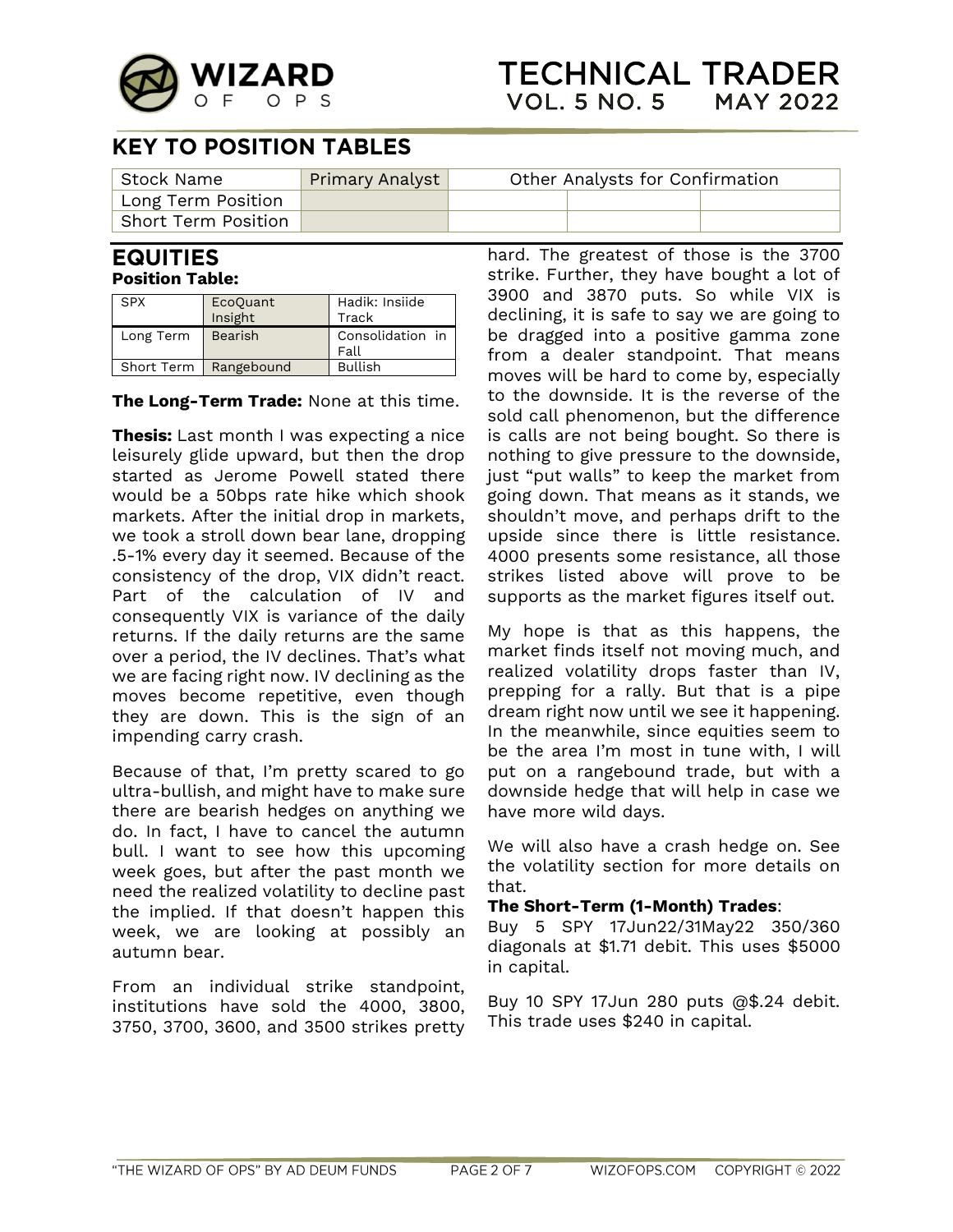## KEY TO POSITION TABLES

| Stock Name | Primary Analyst | Other Analysts for Confirmation | | |
|---|---|---|---|---|
| Long Term Position | | | | |
| Short Term Position | | | | |

## EQUITIES

**Position Table:**

| SPX | EcoQuant Insight | Hadik: Insiide Track |
|---|---|---|
| Long Term | Bearish | Consolidation in Fall |
| Short Term | Rangebound | Bullish |

**The Long-Term Trade:** None at this time.

**Thesis:** Last month I was expecting a nice leisurely glide upward, but then the drop started as Jerome Powell stated there would be a 50bps rate hike which shook markets. After the initial drop in markets, we took a stroll down bear lane, dropping .5-1% every day it seemed. Because of the consistency of the drop, VIX didn't react. Part of the calculation of IV and consequently VIX is variance of the daily returns. If the daily returns are the same over a period, the IV declines. That's what we are facing right now. IV declining as the moves become repetitive, even though they are down. This is the sign of an impending carry crash.

Because of that, I'm pretty scared to go ultra-bullish, and might have to make sure there are bearish hedges on anything we do. In fact, I have to cancel the autumn bull. I want to see how this upcoming week goes, but after the past month we need the realized volatility to decline past the implied. If that doesn't happen this week, we are looking at possibly an autumn bear.

From an individual strike standpoint, institutions have sold the 4000, 3800, 3750, 3700, 3600, and 3500 strikes pretty hard. The greatest of those is the 3700 strike. Further, they have bought a lot of 3900 and 3870 puts. So while VIX is declining, it is safe to say we are going to be dragged into a positive gamma zone from a dealer standpoint. That means moves will be hard to come by, especially to the downside. It is the reverse of the sold call phenomenon, but the difference is calls are not being bought. So there is nothing to give pressure to the downside, just "put walls" to keep the market from going down. That means as it stands, we shouldn't move, and perhaps drift to the upside since there is little resistance. 4000 presents some resistance, all those strikes listed above will prove to be supports as the market figures itself out.

My hope is that as this happens, the market finds itself not moving much, and realized volatility drops faster than IV, prepping for a rally. But that is a pipe dream right now until we see it happening. In the meanwhile, since equities seem to be the area I'm most in tune with, I will put on a rangebound trade, but with a downside hedge that will help in case we have more wild days.

We will also have a crash hedge on. See the volatility section for more details on that.

**The Short-Term (1-Month) Trades**:

Buy 5 SPY 17Jun22/31May22 350/360 diagonals at $1.71 debit. This uses $5000 in capital.

Buy 10 SPY 17Jun 280 puts @$.24 debit. This trade uses $240 in capital.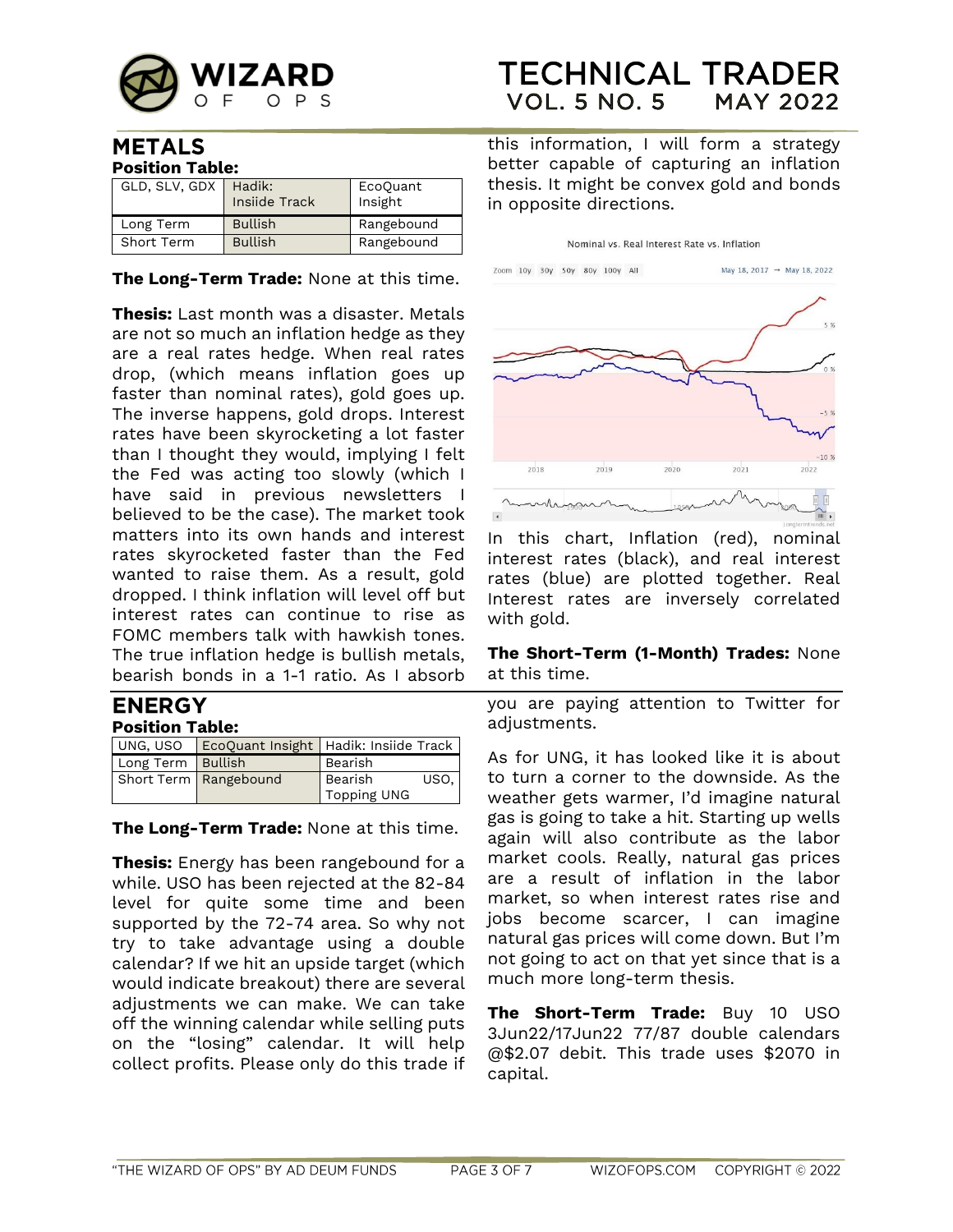## METALS

**Position Table:**

| GLD, SLV, GDX | Hadik: Insiide Track | EcoQuant Insight |
|---|---|---|
| Long Term | Bullish | Rangebound |
| Short Term | Bullish | Rangebound |

**The Long-Term Trade:** None at this time.

**Thesis:** Last month was a disaster. Metals are not so much an inflation hedge as they are a real rates hedge. When real rates drop, (which means inflation goes up faster than nominal rates), gold goes up. The inverse happens, gold drops. Interest rates have been skyrocketing a lot faster than I thought they would, implying I felt the Fed was acting too slowly (which I have said in previous newsletters I believed to be the case). The market took matters into its own hands and interest rates skyrocketed faster than the Fed wanted to raise them. As a result, gold dropped. I think inflation will level off but interest rates can continue to rise as FOMC members talk with hawkish tones. The true inflation hedge is bullish metals, bearish bonds in a 1-1 ratio. As I absorb this information, I will form a strategy better capable of capturing an inflation thesis. It might be convex gold and bonds in opposite directions.

Nominal vs. Real Interest Rate vs. Inflation

In this chart, Inflation (red), nominal interest rates (black), and real interest rates (blue) are plotted together. Real Interest rates are inversely correlated with gold.

**The Short-Term (1-Month) Trades:** None at this time.

## ENERGY

**Position Table:**

| UNG, USO | EcoQuant Insight | Hadik: Insiide Track |
|---|---|---|
| Long Term | Bullish | Bearish |
| Short Term | Rangebound | Bearish USO, Topping UNG |

**The Long-Term Trade:** None at this time.

**Thesis:** Energy has been rangebound for a while. USO has been rejected at the 82-84 level for quite some time and been supported by the 72-74 area. So why not try to take advantage using a double calendar? If we hit an upside target (which would indicate breakout) there are several adjustments we can make. We can take off the winning calendar while selling puts on the "losing" calendar. It will help collect profits. Please only do this trade if you are paying attention to Twitter for adjustments.

As for UNG, it has looked like it is about to turn a corner to the downside. As the weather gets warmer, I'd imagine natural gas is going to take a hit. Starting up wells again will also contribute as the labor market cools. Really, natural gas prices are a result of inflation in the labor market, so when interest rates rise and jobs become scarcer, I can imagine natural gas prices will come down. But I'm not going to act on that yet since that is a much more long-term thesis.

**The Short-Term Trade:** Buy 10 USO 3Jun22/17Jun22 77/87 double calendars @$2.07 debit. This trade uses $2070 in capital.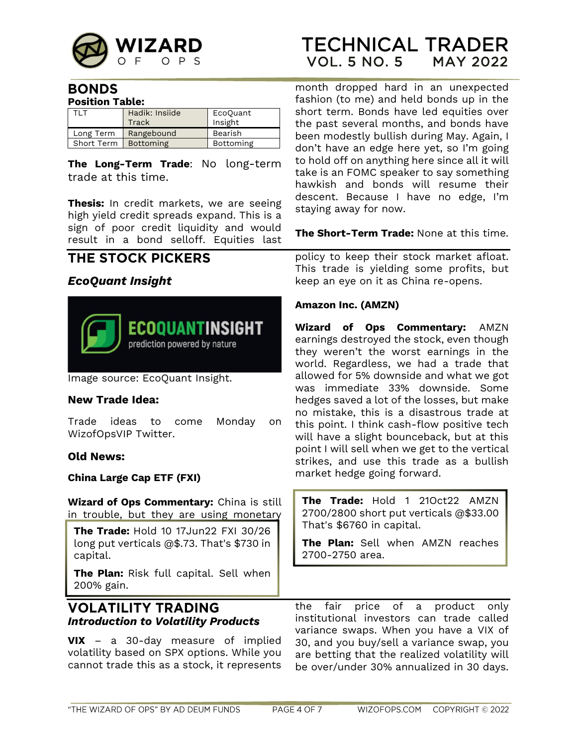## BONDS

**Position Table:**

| TLT | Hadik: Insiide Track | EcoQuant Insight |
|---|---|---|
| Long Term | Rangebound | Bearish |
| Short Term | Bottoming | Bottoming |

**The Long-Term Trade**: No long-term trade at this time.

**Thesis:** In credit markets, we are seeing high yield credit spreads expand. This is a sign of poor credit liquidity and would result in a bond selloff. Equities last month dropped hard in an unexpected fashion (to me) and held bonds up in the short term. Bonds have led equities over the past several months, and bonds have been modestly bullish during May. Again, I don't have an edge here yet, so I'm going to hold off on anything here since all it will take is an FOMC speaker to say something hawkish and bonds will resume their descent. Because I have no edge, I'm staying away for now.

**The Short-Term Trade:** None at this time.

## THE STOCK PICKERS

### *EcoQuant Insight*

Image source: EcoQuant Insight.

**New Trade Idea:**

Trade ideas to come Monday on WizofOpsVIP Twitter.

**Old News:**

**China Large Cap ETF (FXI)**

**Wizard of Ops Commentary:** China is still in trouble, but they are using monetary policy to keep their stock market afloat. This trade is yielding some profits, but keep an eye on it as China re-opens.

**The Trade:** Hold 10 17Jun22 FXI 30/26 long put verticals @$.73. That's $730 in capital.

**The Plan:** Risk full capital. Sell when 200% gain.

**Amazon Inc. (AMZN)**

**Wizard of Ops Commentary:** AMZN earnings destroyed the stock, even though they weren't the worst earnings in the world. Regardless, we had a trade that allowed for 5% downside and what we got was immediate 33% downside. Some hedges saved a lot of the losses, but make no mistake, this is a disastrous trade at this point. I think cash-flow positive tech will have a slight bounceback, but at this point I will sell when we get to the vertical strikes, and use this trade as a bullish market hedge going forward.

**The Trade:** Hold 1 21Oct22 AMZN 2700/2800 short put verticals @$33.00 That's $6760 in capital.

**The Plan:** Sell when AMZN reaches 2700-2750 area.

## VOLATILITY TRADING

### *Introduction to Volatility Products*

**VIX** – a 30-day measure of implied volatility based on SPX options. While you cannot trade this as a stock, it represents the fair price of a product only institutional investors can trade called variance swaps. When you have a VIX of 30, and you buy/sell a variance swap, you are betting that the realized volatility will be over/under 30% annualized in 30 days.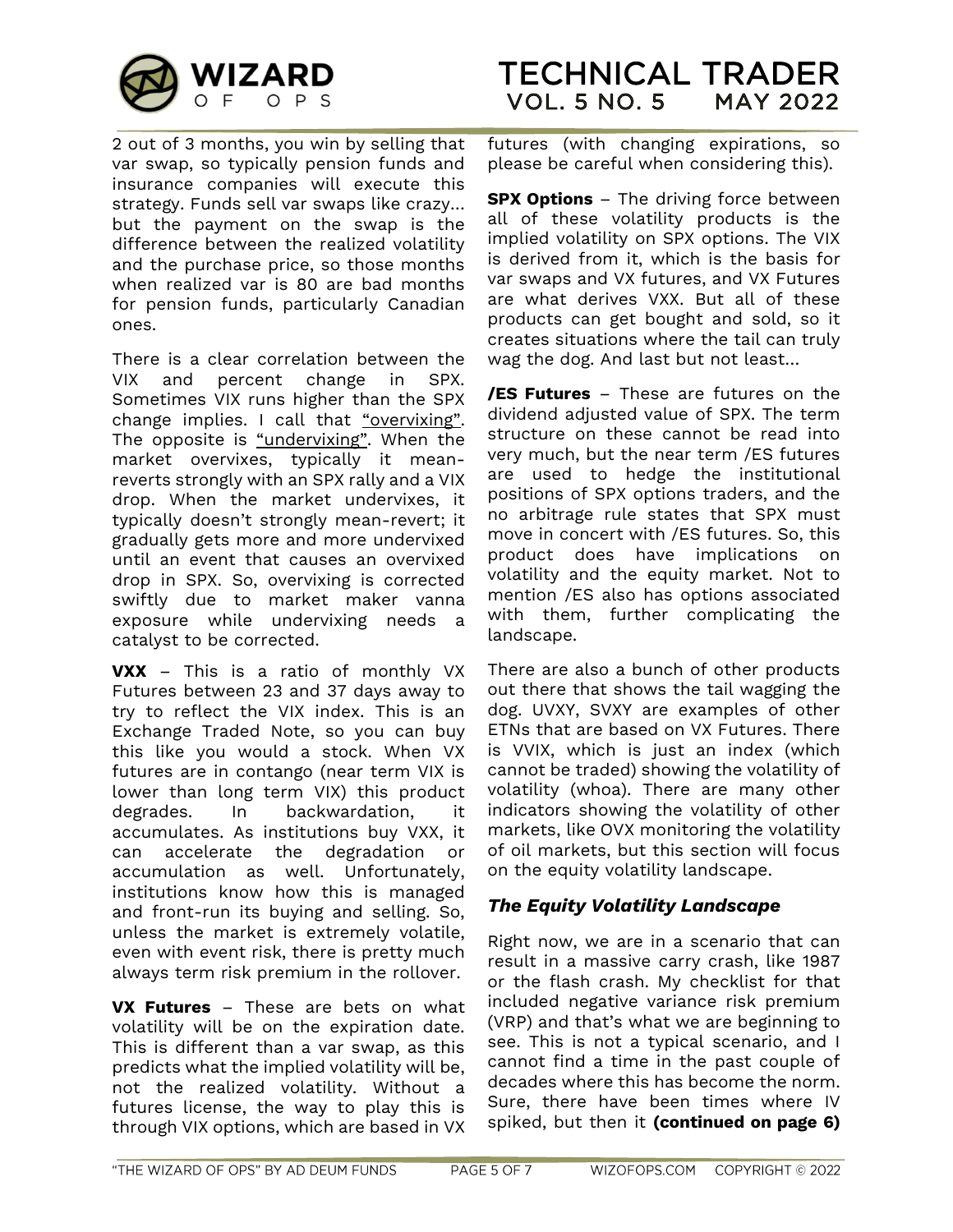2 out of 3 months, you win by selling that var swap, so typically pension funds and insurance companies will execute this strategy. Funds sell var swaps like crazy… but the payment on the swap is the difference between the realized volatility and the purchase price, so those months when realized var is 80 are bad months for pension funds, particularly Canadian ones.

There is a clear correlation between the VIX and percent change in SPX. Sometimes VIX runs higher than the SPX change implies. I call that "overvixing". The opposite is "undervixing". When the market overvixes, typically it mean-reverts strongly with an SPX rally and a VIX drop. When the market undervixes, it typically doesn't strongly mean-revert; it gradually gets more and more undervixed until an event that causes an overvixed drop in SPX. So, overvixing is corrected swiftly due to market maker vanna exposure while undervixing needs a catalyst to be corrected.

**VXX** – This is a ratio of monthly VX Futures between 23 and 37 days away to try to reflect the VIX index. This is an Exchange Traded Note, so you can buy this like you would a stock. When VX futures are in contango (near term VIX is lower than long term VIX) this product degrades. In backwardation, it accumulates. As institutions buy VXX, it can accelerate the degradation or accumulation as well. Unfortunately, institutions know how this is managed and front-run its buying and selling. So, unless the market is extremely volatile, even with event risk, there is pretty much always term risk premium in the rollover.

**VX Futures** – These are bets on what volatility will be on the expiration date. This is different than a var swap, as this predicts what the implied volatility will be, not the realized volatility. Without a futures license, the way to play this is through VIX options, which are based in VX futures (with changing expirations, so please be careful when considering this).

**SPX Options** – The driving force between all of these volatility products is the implied volatility on SPX options. The VIX is derived from it, which is the basis for var swaps and VX futures, and VX Futures are what derives VXX. But all of these products can get bought and sold, so it creates situations where the tail can truly wag the dog. And last but not least…

**/ES Futures** – These are futures on the dividend adjusted value of SPX. The term structure on these cannot be read into very much, but the near term /ES futures are used to hedge the institutional positions of SPX options traders, and the no arbitrage rule states that SPX must move in concert with /ES futures. So, this product does have implications on volatility and the equity market. Not to mention /ES also has options associated with them, further complicating the landscape.

There are also a bunch of other products out there that shows the tail wagging the dog. UVXY, SVXY are examples of other ETNs that are based on VX Futures. There is VVIX, which is just an index (which cannot be traded) showing the volatility of volatility (whoa). There are many other indicators showing the volatility of other markets, like OVX monitoring the volatility of oil markets, but this section will focus on the equity volatility landscape.

### *The Equity Volatility Landscape*

Right now, we are in a scenario that can result in a massive carry crash, like 1987 or the flash crash. My checklist for that included negative variance risk premium (VRP) and that's what we are beginning to see. This is not a typical scenario, and I cannot find a time in the past couple of decades where this has become the norm. Sure, there have been times where IV spiked, but then it **(continued on page 6)**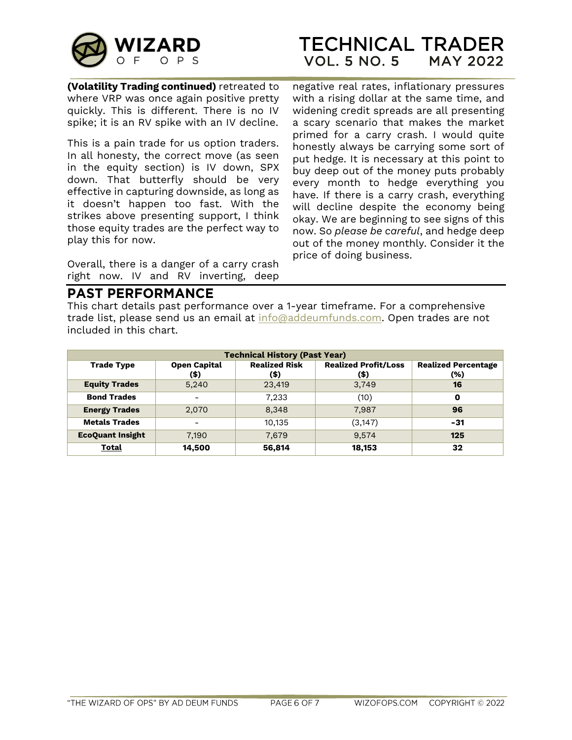**(Volatility Trading continued)** retreated to where VRP was once again positive pretty quickly. This is different. There is no IV spike; it is an RV spike with an IV decline.

This is a pain trade for us option traders. In all honesty, the correct move (as seen in the equity section) is IV down, SPX down. That butterfly should be very effective in capturing downside, as long as it doesn't happen too fast. With the strikes above presenting support, I think those equity trades are the perfect way to play this for now.

Overall, there is a danger of a carry crash right now. IV and RV inverting, deep negative real rates, inflationary pressures with a rising dollar at the same time, and widening credit spreads are all presenting a scary scenario that makes the market primed for a carry crash. I would quite honestly always be carrying some sort of put hedge. It is necessary at this point to buy deep out of the money puts probably every month to hedge everything you have. If there is a carry crash, everything will decline despite the economy being okay. We are beginning to see signs of this now. So *please be careful*, and hedge deep out of the money monthly. Consider it the price of doing business.

## PAST PERFORMANCE

This chart details past performance over a 1-year timeframe. For a comprehensive trade list, please send us an email at info@addeumfunds.com. Open trades are not included in this chart.

| Technical History (Past Year) | | | | |
|---|---|---|---|---|
| **Trade Type** | **Open Capital ($)** | **Realized Risk ($)** | **Realized Profit/Loss ($)** | **Realized Percentage (%)** |
| **Equity Trades** | 5,240 | 23,419 | 3,749 | **16** |
| **Bond Trades** | - | 7,233 | (10) | **0** |
| **Energy Trades** | 2,070 | 8,348 | 7,987 | **96** |
| **Metals Trades** | - | 10,135 | (3,147) | **-31** |
| **EcoQuant Insight** | 7,190 | 7,679 | 9,574 | **125** |
| **Total** | **14,500** | **56,814** | **18,153** | **32** |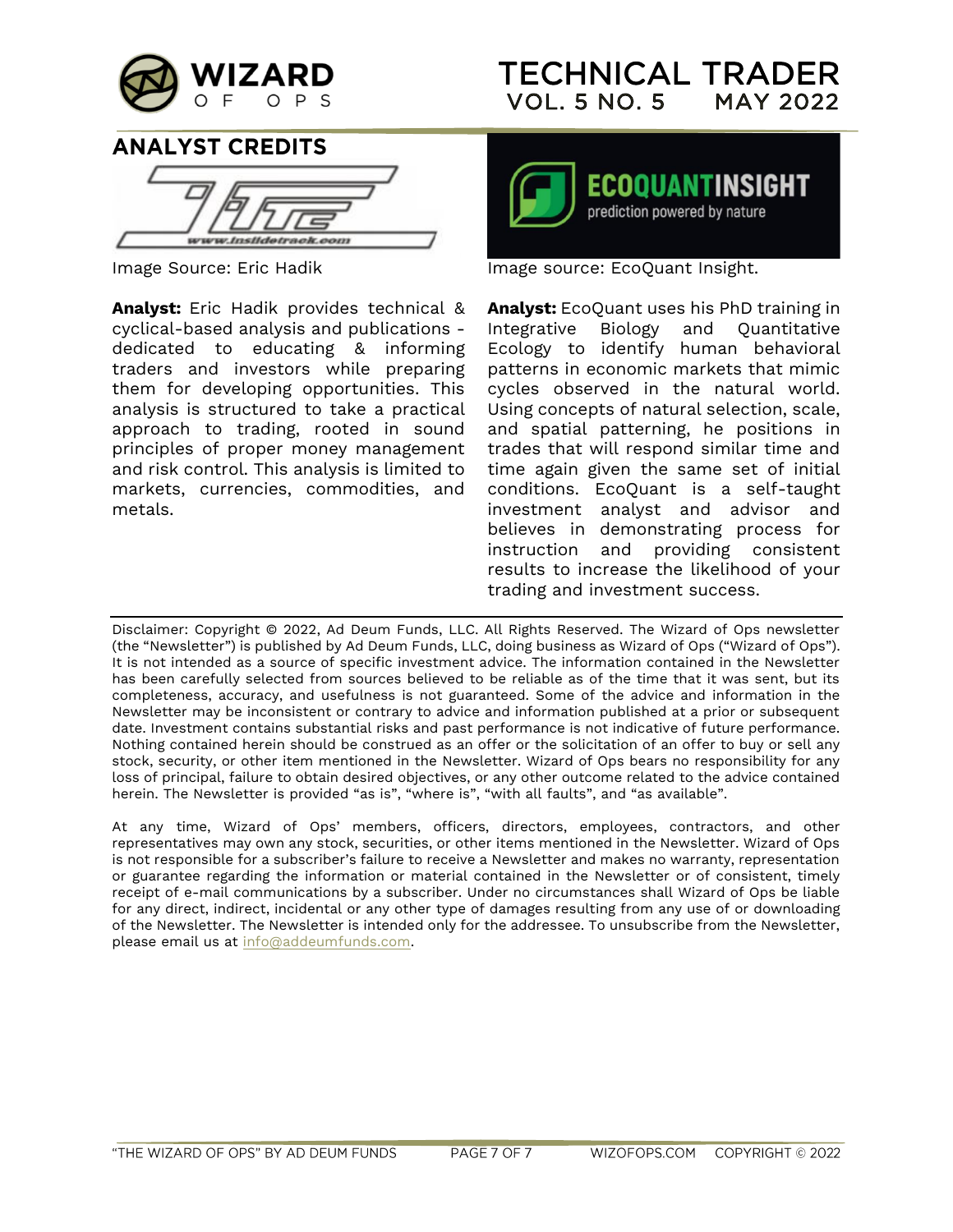## ANALYST CREDITS

Image Source: Eric Hadik

**Analyst:** Eric Hadik provides technical & cyclical-based analysis and publications - dedicated to educating & informing traders and investors while preparing them for developing opportunities. This analysis is structured to take a practical approach to trading, rooted in sound principles of proper money management and risk control. This analysis is limited to markets, currencies, commodities, and metals.

Image source: EcoQuant Insight.

**Analyst:** EcoQuant uses his PhD training in Integrative Biology and Quantitative Ecology to identify human behavioral patterns in economic markets that mimic cycles observed in the natural world. Using concepts of natural selection, scale, and spatial patterning, he positions in trades that will respond similar time and time again given the same set of initial conditions. EcoQuant is a self-taught investment analyst and advisor and believes in demonstrating process for instruction and providing consistent results to increase the likelihood of your trading and investment success.

---

Disclaimer: Copyright © 2022, Ad Deum Funds, LLC. All Rights Reserved. The Wizard of Ops newsletter (the "Newsletter") is published by Ad Deum Funds, LLC, doing business as Wizard of Ops ("Wizard of Ops"). It is not intended as a source of specific investment advice. The information contained in the Newsletter has been carefully selected from sources believed to be reliable as of the time that it was sent, but its completeness, accuracy, and usefulness is not guaranteed. Some of the advice and information in the Newsletter may be inconsistent or contrary to advice and information published at a prior or subsequent date. Investment contains substantial risks and past performance is not indicative of future performance. Nothing contained herein should be construed as an offer or the solicitation of an offer to buy or sell any stock, security, or other item mentioned in the Newsletter. Wizard of Ops bears no responsibility for any loss of principal, failure to obtain desired objectives, or any other outcome related to the advice contained herein. The Newsletter is provided "as is", "where is", "with all faults", and "as available".

At any time, Wizard of Ops' members, officers, directors, employees, contractors, and other representatives may own any stock, securities, or other items mentioned in the Newsletter. Wizard of Ops is not responsible for a subscriber's failure to receive a Newsletter and makes no warranty, representation or guarantee regarding the information or material contained in the Newsletter or of consistent, timely receipt of e-mail communications by a subscriber. Under no circumstances shall Wizard of Ops be liable for any direct, indirect, incidental or any other type of damages resulting from any use of or downloading of the Newsletter. The Newsletter is intended only for the addressee. To unsubscribe from the Newsletter, please email us at info@addeumfunds.com.